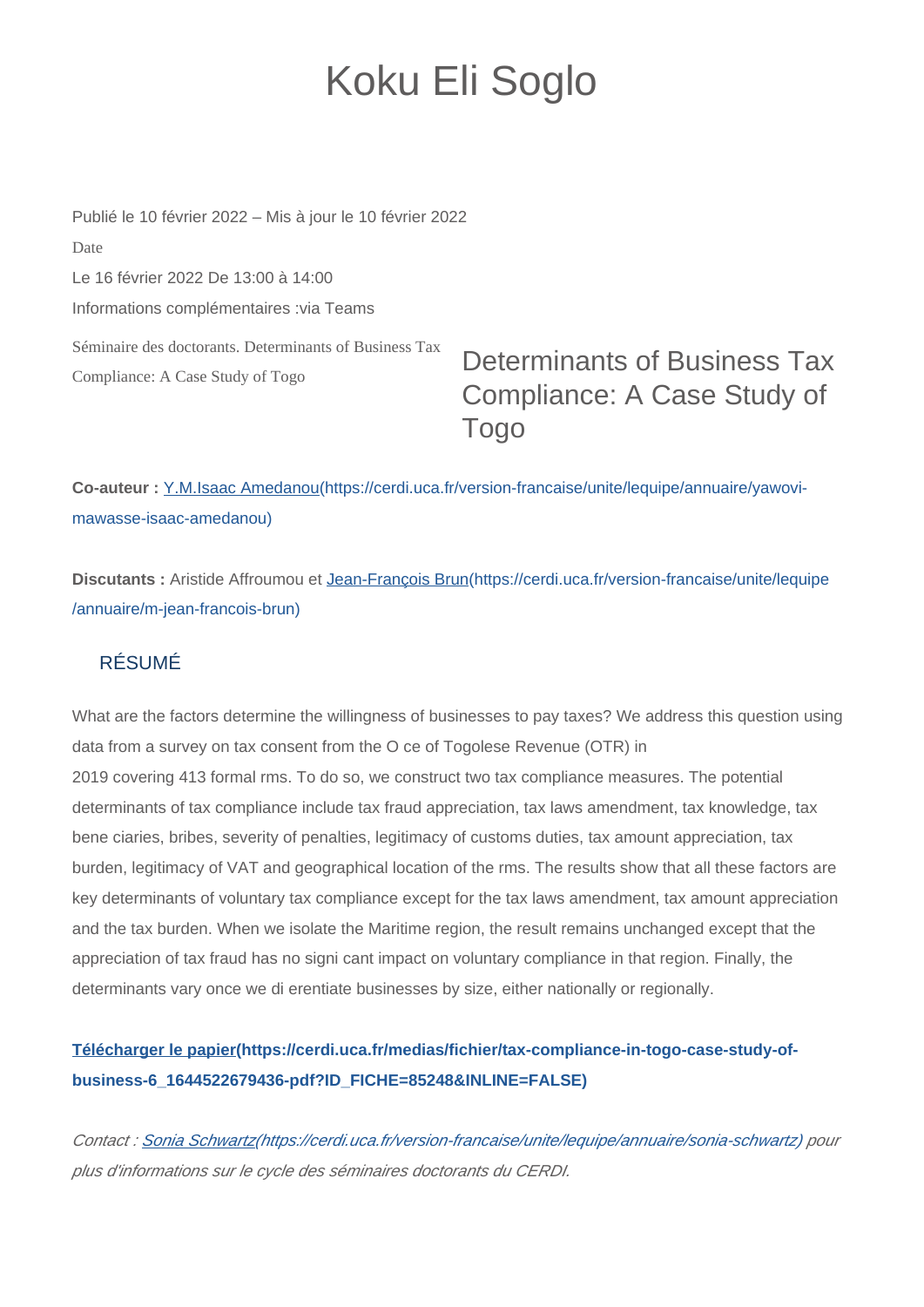# Koku Eli Soglo

Publié le 10 février 2022 – Mis à jour le 10 février 2022

Date

Le 16 février 2022 De 13:00 à 14:00

Informations complémentaires :via Teams

Séminaire des doctorants. Determinants of Business Tax Compliance: A Case Study of Togo

## Determinants of Business Tax Compliance: A Case Study of Togo

**Co-auteur :** Y.M.Isaac Amedanou(https://cerdi.uca.fr/version-francaise/unite/lequipe/annuaire/yawovi-mawasse-isaac-amedanou)

**Discutants :** Aristide Affroumou et Jean-François Brun(https://cerdi.uca.fr/version-francaise/unite/lequipe/annuaire/m-jean-francois-brun)

### RÉSUMÉ

What are the factors determine the willingness of businesses to pay taxes? We address this question using data from a survey on tax consent from the O ce of Togolese Revenue (OTR) in 2019 covering 413 formal rms. To do so, we construct two tax compliance measures. The potential determinants of tax compliance include tax fraud appreciation, tax laws amendment, tax knowledge, tax bene ciaries, bribes, severity of penalties, legitimacy of customs duties, tax amount appreciation, tax burden, legitimacy of VAT and geographical location of the rms. The results show that all these factors are key determinants of voluntary tax compliance except for the tax laws amendment, tax amount appreciation and the tax burden. When we isolate the Maritime region, the result remains unchanged except that the appreciation of tax fraud has no signi cant impact on voluntary compliance in that region. Finally, the determinants vary once we di erentiate businesses by size, either nationally or regionally.

**Télécharger le papier(https://cerdi.uca.fr/medias/fichier/tax-compliance-in-togo-case-study-of-business-6_1644522679436-pdf?ID_FICHE=85248&INLINE=FALSE)**

*Contact : Sonia Schwartz(https://cerdi.uca.fr/version-francaise/unite/lequipe/annuaire/sonia-schwartz) pour plus d'informations sur le cycle des séminaires doctorants du CERDI.*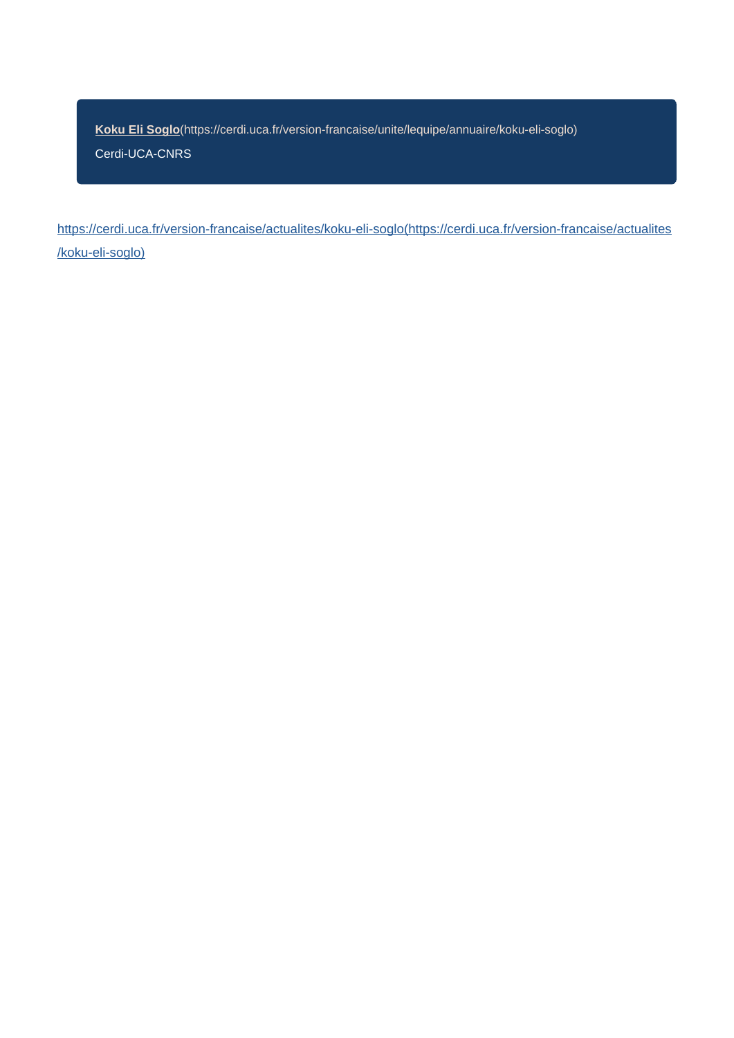**Koku Eli Soglo**(https://cerdi.uca.fr/version-francaise/unite/lequipe/annuaire/koku-eli-soglo)

Cerdi-UCA-CNRS

https://cerdi.uca.fr/version-francaise/actualites/koku-eli-soglo(https://cerdi.uca.fr/version-francaise/actualites/koku-eli-soglo)